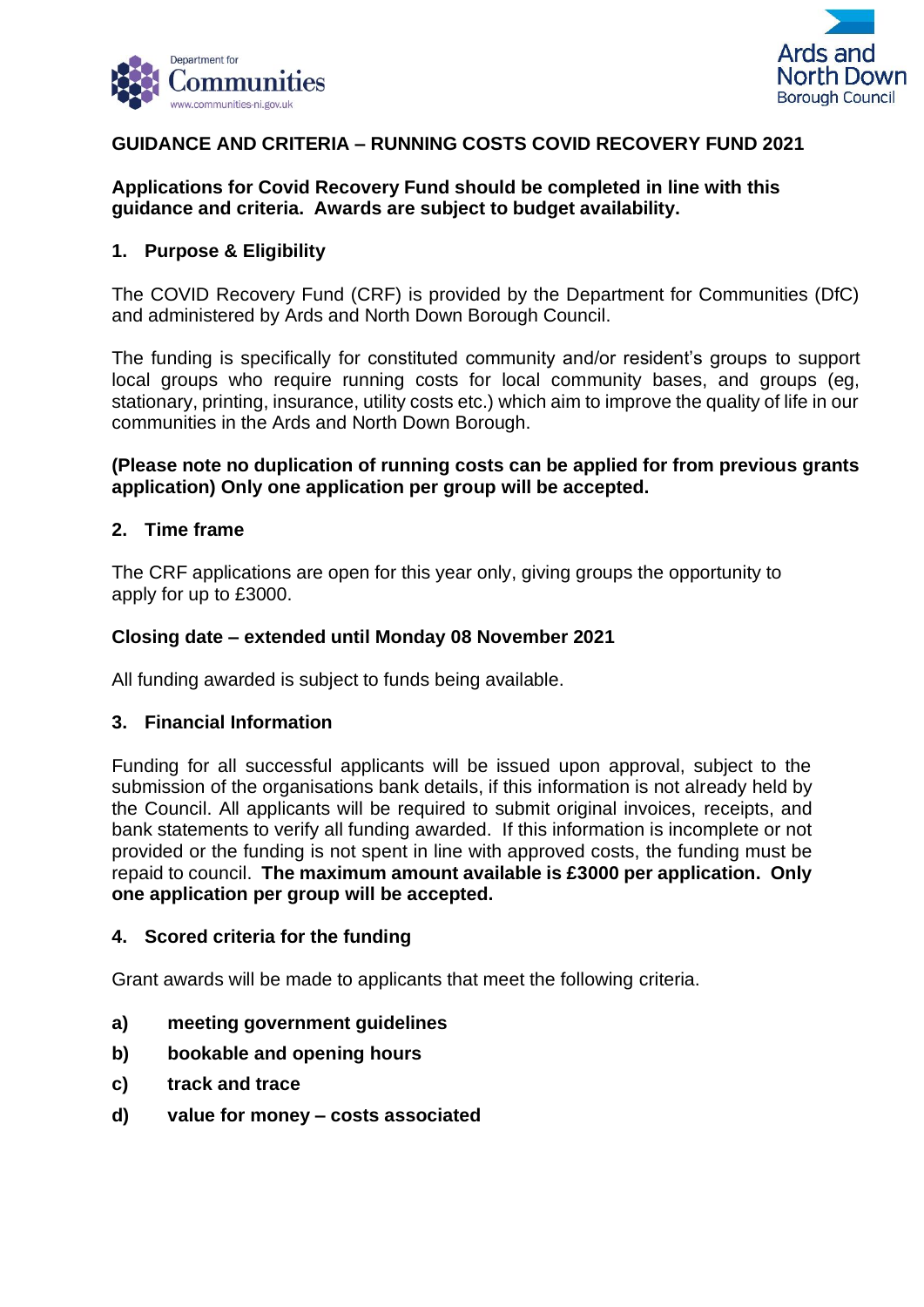# GUIDANCE AND CRITERIA – RUNNING COSTS COVID RECOVERY FUND 2021

**Applications for Covid Recovery Fund should be completed in line with this guidance and criteria. Awards are subject to budget availability.**

## 1. Purpose & Eligibility

The COVID Recovery Fund (CRF) is provided by the Department for Communities (DfC) and administered by Ards and North Down Borough Council.

The funding is specifically for constituted community and/or resident's groups to support local groups who require running costs for local community bases, and groups (eg, stationary, printing, insurance, utility costs etc.) which aim to improve the quality of life in our communities in the Ards and North Down Borough.

**(Please note no duplication of running costs can be applied for from previous grants application) Only one application per group will be accepted.**

## 2. Time frame

The CRF applications are open for this year only, giving groups the opportunity to apply for up to £3000.

**Closing date – extended until Monday 08 November 2021**

All funding awarded is subject to funds being available.

## 3. Financial Information

Funding for all successful applicants will be issued upon approval, subject to the submission of the organisations bank details, if this information is not already held by the Council. All applicants will be required to submit original invoices, receipts, and bank statements to verify all funding awarded. If this information is incomplete or not provided or the funding is not spent in line with approved costs, the funding must be repaid to council. **The maximum amount available is £3000 per application. Only one application per group will be accepted.**

## 4. Scored criteria for the funding

Grant awards will be made to applicants that meet the following criteria.

- **a) meeting government guidelines**
- **b) bookable and opening hours**
- **c) track and trace**
- **d) value for money – costs associated**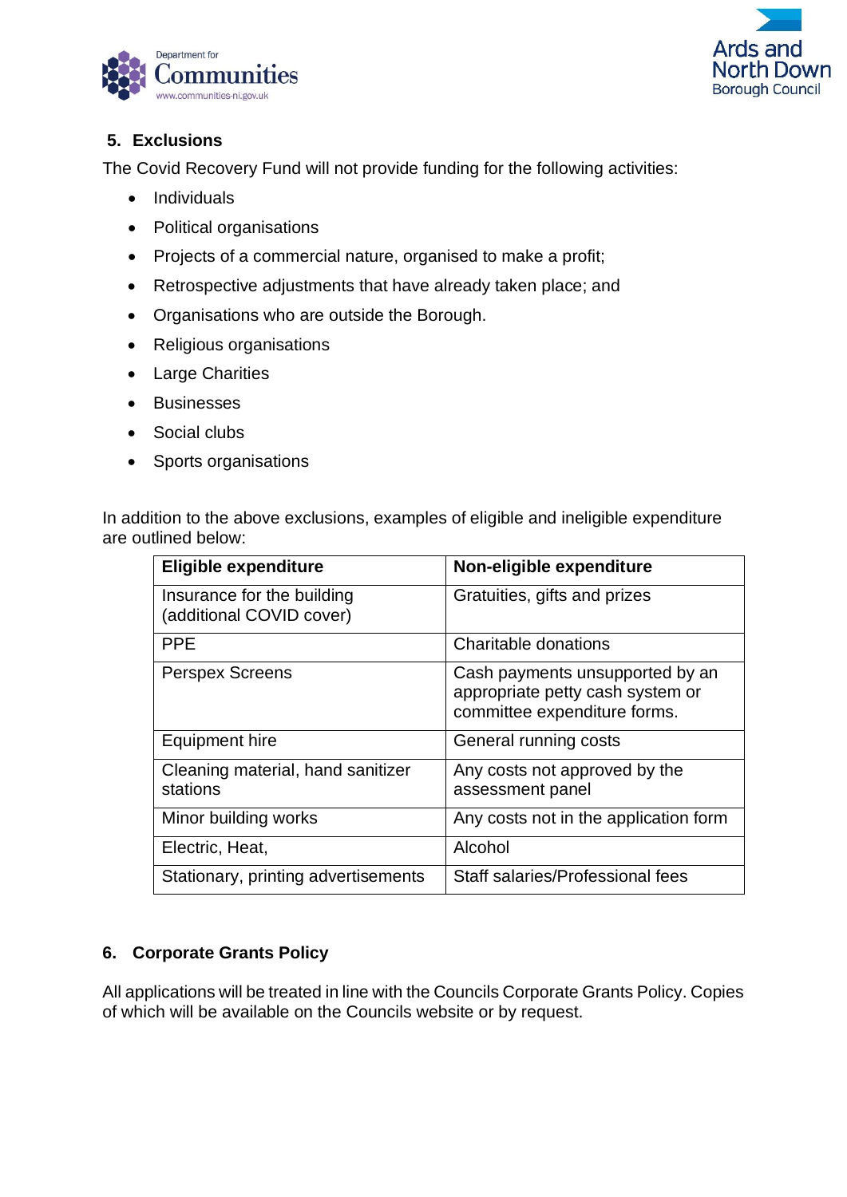## 5. Exclusions

The Covid Recovery Fund will not provide funding for the following activities:

- Individuals
- Political organisations
- Projects of a commercial nature, organised to make a profit;
- Retrospective adjustments that have already taken place; and
- Organisations who are outside the Borough.
- Religious organisations
- Large Charities
- Businesses
- Social clubs
- Sports organisations

In addition to the above exclusions, examples of eligible and ineligible expenditure are outlined below:

| Eligible expenditure | Non-eligible expenditure |
|---|---|
| Insurance for the building (additional COVID cover) | Gratuities, gifts and prizes |
| PPE | Charitable donations |
| Perspex Screens | Cash payments unsupported by an appropriate petty cash system or committee expenditure forms. |
| Equipment hire | General running costs |
| Cleaning material, hand sanitizer stations | Any costs not approved by the assessment panel |
| Minor building works | Any costs not in the application form |
| Electric, Heat, | Alcohol |
| Stationary, printing advertisements | Staff salaries/Professional fees |

## 6. Corporate Grants Policy

All applications will be treated in line with the Councils Corporate Grants Policy. Copies of which will be available on the Councils website or by request.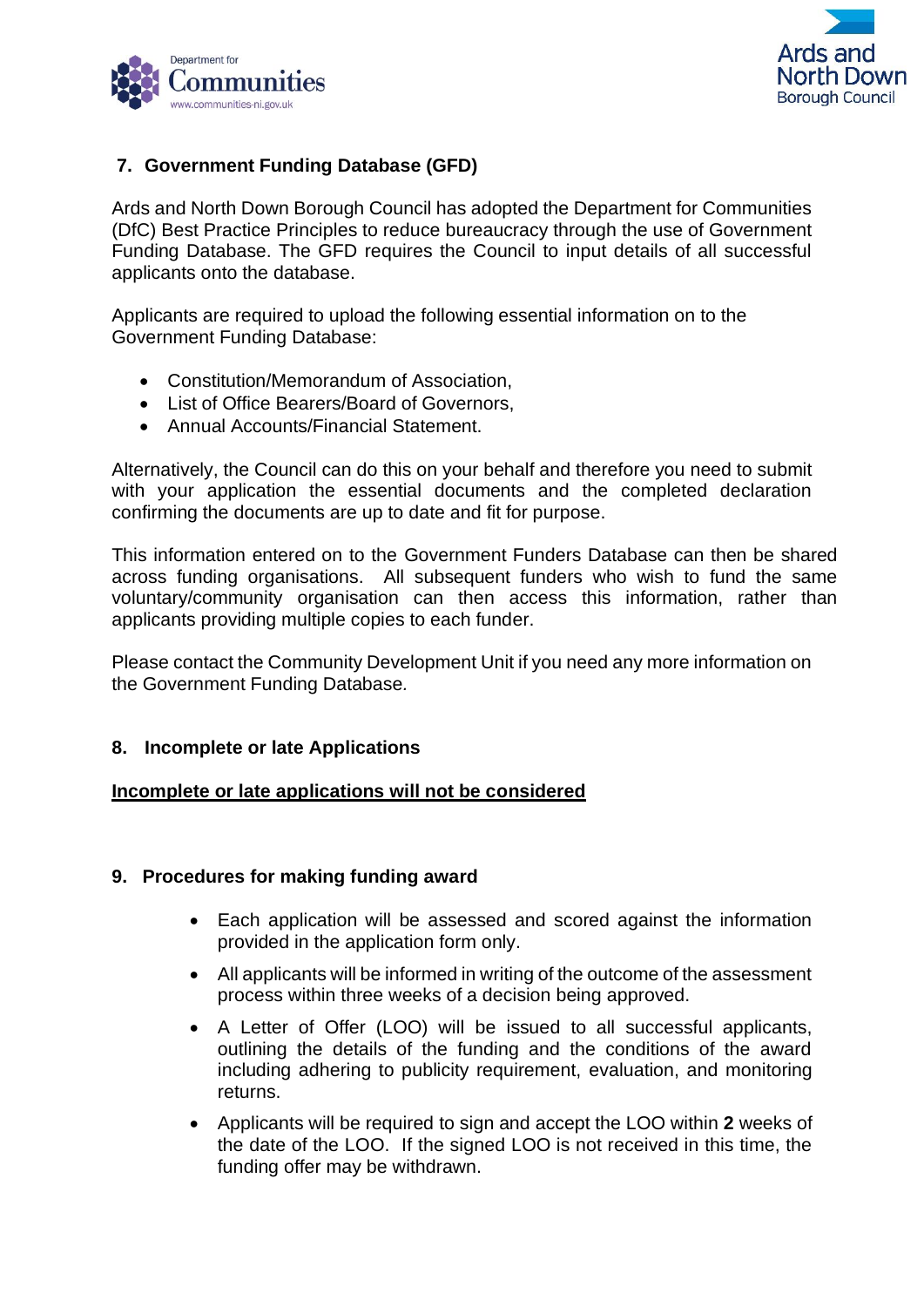## 7. Government Funding Database (GFD)

Ards and North Down Borough Council has adopted the Department for Communities (DfC) Best Practice Principles to reduce bureaucracy through the use of Government Funding Database. The GFD requires the Council to input details of all successful applicants onto the database.

Applicants are required to upload the following essential information on to the Government Funding Database:

- Constitution/Memorandum of Association,
- List of Office Bearers/Board of Governors,
- Annual Accounts/Financial Statement.

Alternatively, the Council can do this on your behalf and therefore you need to submit with your application the essential documents and the completed declaration confirming the documents are up to date and fit for purpose.

This information entered on to the Government Funders Database can then be shared across funding organisations. All subsequent funders who wish to fund the same voluntary/community organisation can then access this information, rather than applicants providing multiple copies to each funder.

Please contact the Community Development Unit if you need any more information on the Government Funding Database.

## 8. Incomplete or late Applications

**<u>Incomplete or late applications will not be considered</u>**

## 9. Procedures for making funding award

- Each application will be assessed and scored against the information provided in the application form only.
- All applicants will be informed in writing of the outcome of the assessment process within three weeks of a decision being approved.
- A Letter of Offer (LOO) will be issued to all successful applicants, outlining the details of the funding and the conditions of the award including adhering to publicity requirement, evaluation, and monitoring returns.
- Applicants will be required to sign and accept the LOO within **2** weeks of the date of the LOO. If the signed LOO is not received in this time, the funding offer may be withdrawn.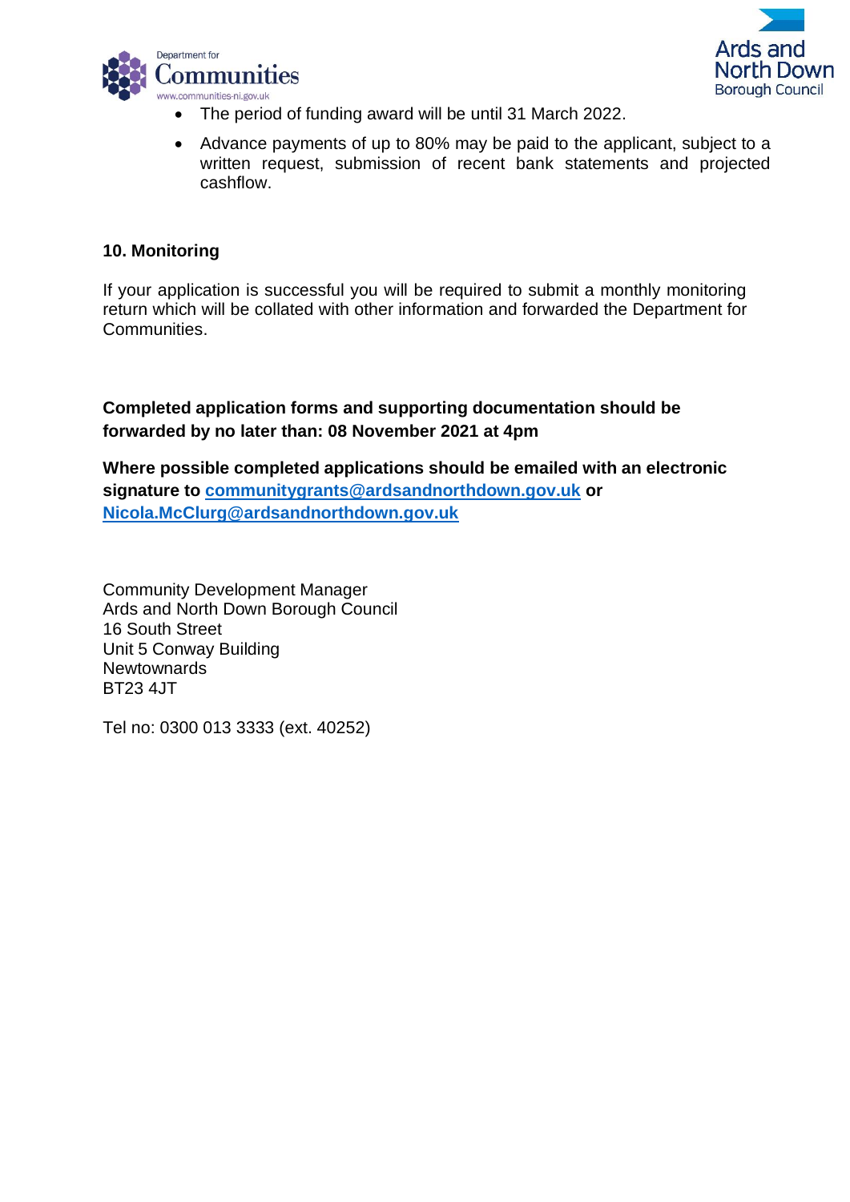- The period of funding award will be until 31 March 2022.
- Advance payments of up to 80% may be paid to the applicant, subject to a written request, submission of recent bank statements and projected cashflow.

## 10. Monitoring

If your application is successful you will be required to submit a monthly monitoring return which will be collated with other information and forwarded the Department for Communities.

**Completed application forms and supporting documentation should be forwarded by no later than: 08 November 2021 at 4pm**

**Where possible completed applications should be emailed with an electronic signature to [communitygrants@ardsandnorthdown.gov.uk](mailto:communitygrants@ardsandnorthdown.gov.uk) or [Nicola.McClurg@ardsandnorthdown.gov.uk](mailto:Nicola.McClurg@ardsandnorthdown.gov.uk)**

Community Development Manager
Ards and North Down Borough Council
16 South Street
Unit 5 Conway Building
Newtownards
BT23 4JT

Tel no: 0300 013 3333 (ext. 40252)